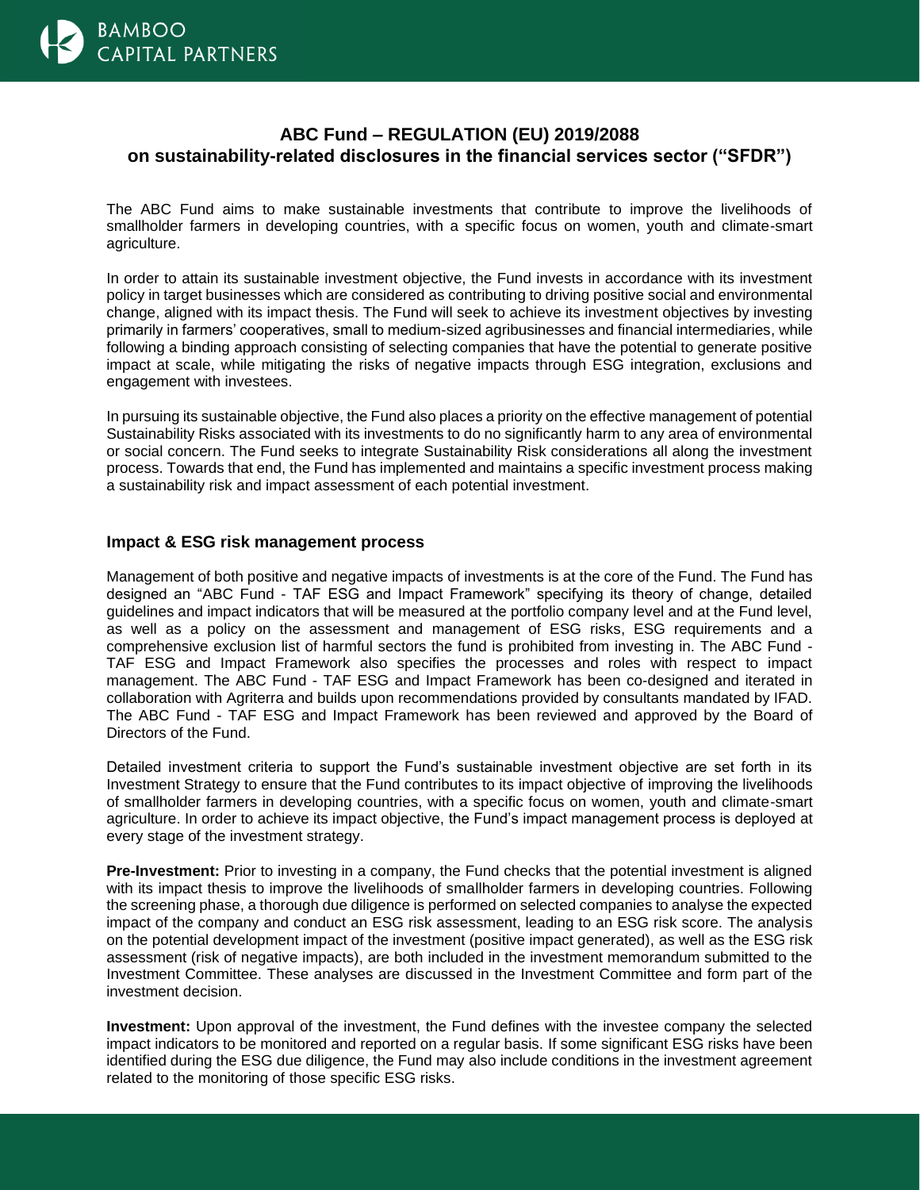# ABC Fund – REGULATION (EU) 2019/2088 on sustainability-related disclosures in the financial services sector ("SFDR")

The ABC Fund aims to make sustainable investments that contribute to improve the livelihoods of smallholder farmers in developing countries, with a specific focus on women, youth and climate-smart agriculture.

In order to attain its sustainable investment objective, the Fund invests in accordance with its investment policy in target businesses which are considered as contributing to driving positive social and environmental change, aligned with its impact thesis. The Fund will seek to achieve its investment objectives by investing primarily in farmers' cooperatives, small to medium-sized agribusinesses and financial intermediaries, while following a binding approach consisting of selecting companies that have the potential to generate positive impact at scale, while mitigating the risks of negative impacts through ESG integration, exclusions and engagement with investees.

In pursuing its sustainable objective, the Fund also places a priority on the effective management of potential Sustainability Risks associated with its investments to do no significantly harm to any area of environmental or social concern. The Fund seeks to integrate Sustainability Risk considerations all along the investment process. Towards that end, the Fund has implemented and maintains a specific investment process making a sustainability risk and impact assessment of each potential investment.

## Impact & ESG risk management process

Management of both positive and negative impacts of investments is at the core of the Fund. The Fund has designed an "ABC Fund - TAF ESG and Impact Framework" specifying its theory of change, detailed guidelines and impact indicators that will be measured at the portfolio company level and at the Fund level, as well as a policy on the assessment and management of ESG risks, ESG requirements and a comprehensive exclusion list of harmful sectors the fund is prohibited from investing in. The ABC Fund - TAF ESG and Impact Framework also specifies the processes and roles with respect to impact management. The ABC Fund - TAF ESG and Impact Framework has been co-designed and iterated in collaboration with Agriterra and builds upon recommendations provided by consultants mandated by IFAD. The ABC Fund - TAF ESG and Impact Framework has been reviewed and approved by the Board of Directors of the Fund.

Detailed investment criteria to support the Fund's sustainable investment objective are set forth in its Investment Strategy to ensure that the Fund contributes to its impact objective of improving the livelihoods of smallholder farmers in developing countries, with a specific focus on women, youth and climate-smart agriculture. In order to achieve its impact objective, the Fund's impact management process is deployed at every stage of the investment strategy.

**Pre-Investment:** Prior to investing in a company, the Fund checks that the potential investment is aligned with its impact thesis to improve the livelihoods of smallholder farmers in developing countries. Following the screening phase, a thorough due diligence is performed on selected companies to analyse the expected impact of the company and conduct an ESG risk assessment, leading to an ESG risk score. The analysis on the potential development impact of the investment (positive impact generated), as well as the ESG risk assessment (risk of negative impacts), are both included in the investment memorandum submitted to the Investment Committee. These analyses are discussed in the Investment Committee and form part of the investment decision.

**Investment:** Upon approval of the investment, the Fund defines with the investee company the selected impact indicators to be monitored and reported on a regular basis. If some significant ESG risks have been identified during the ESG due diligence, the Fund may also include conditions in the investment agreement related to the monitoring of those specific ESG risks.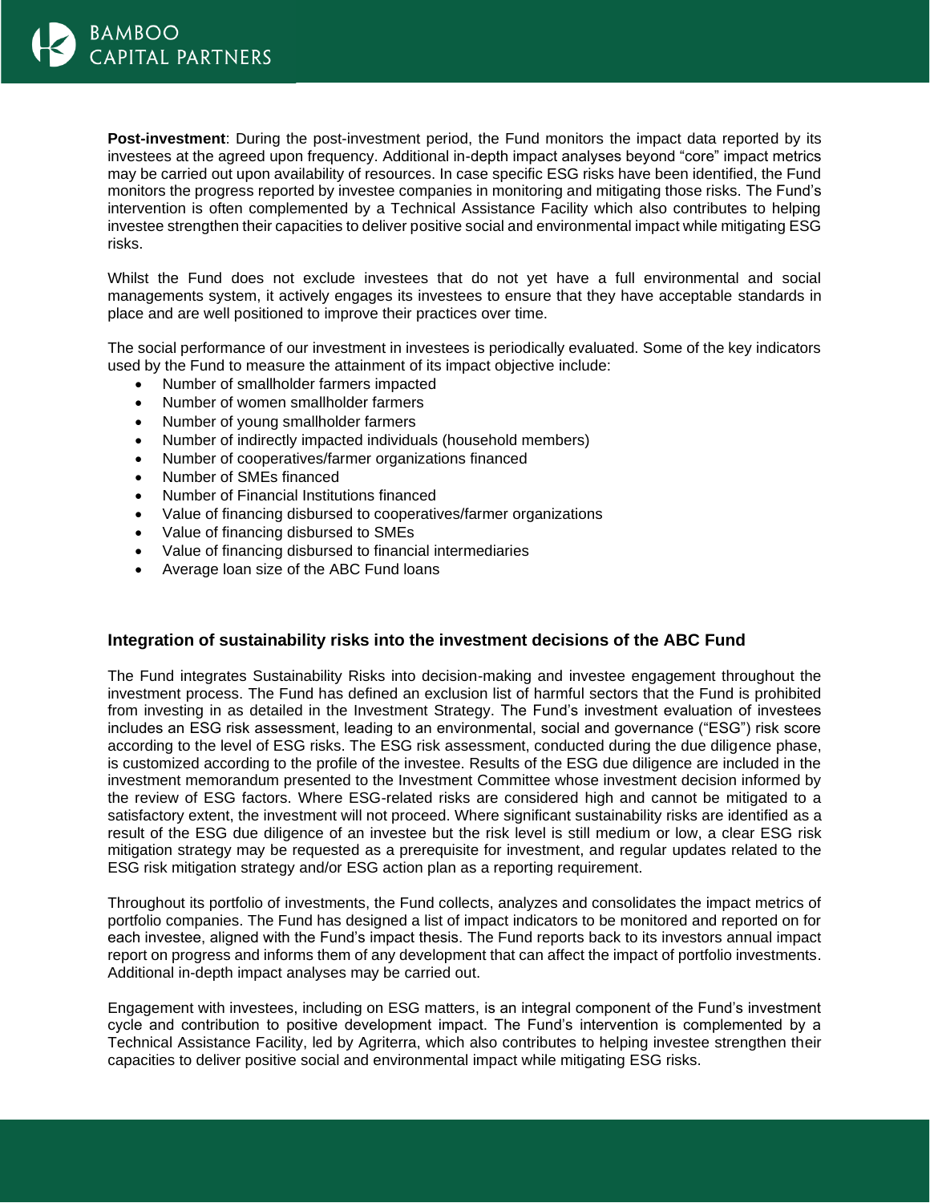**Post-investment**: During the post-investment period, the Fund monitors the impact data reported by its investees at the agreed upon frequency. Additional in-depth impact analyses beyond "core" impact metrics may be carried out upon availability of resources. In case specific ESG risks have been identified, the Fund monitors the progress reported by investee companies in monitoring and mitigating those risks. The Fund's intervention is often complemented by a Technical Assistance Facility which also contributes to helping investee strengthen their capacities to deliver positive social and environmental impact while mitigating ESG risks.

Whilst the Fund does not exclude investees that do not yet have a full environmental and social managements system, it actively engages its investees to ensure that they have acceptable standards in place and are well positioned to improve their practices over time.

The social performance of our investment in investees is periodically evaluated. Some of the key indicators used by the Fund to measure the attainment of its impact objective include:

- Number of smallholder farmers impacted
- Number of women smallholder farmers
- Number of young smallholder farmers
- Number of indirectly impacted individuals (household members)
- Number of cooperatives/farmer organizations financed
- Number of SMEs financed
- Number of Financial Institutions financed
- Value of financing disbursed to cooperatives/farmer organizations
- Value of financing disbursed to SMEs
- Value of financing disbursed to financial intermediaries
- Average loan size of the ABC Fund loans

## Integration of sustainability risks into the investment decisions of the ABC Fund

The Fund integrates Sustainability Risks into decision-making and investee engagement throughout the investment process. The Fund has defined an exclusion list of harmful sectors that the Fund is prohibited from investing in as detailed in the Investment Strategy. The Fund's investment evaluation of investees includes an ESG risk assessment, leading to an environmental, social and governance ("ESG") risk score according to the level of ESG risks. The ESG risk assessment, conducted during the due diligence phase, is customized according to the profile of the investee. Results of the ESG due diligence are included in the investment memorandum presented to the Investment Committee whose investment decision informed by the review of ESG factors. Where ESG-related risks are considered high and cannot be mitigated to a satisfactory extent, the investment will not proceed. Where significant sustainability risks are identified as a result of the ESG due diligence of an investee but the risk level is still medium or low, a clear ESG risk mitigation strategy may be requested as a prerequisite for investment, and regular updates related to the ESG risk mitigation strategy and/or ESG action plan as a reporting requirement.

Throughout its portfolio of investments, the Fund collects, analyzes and consolidates the impact metrics of portfolio companies. The Fund has designed a list of impact indicators to be monitored and reported on for each investee, aligned with the Fund's impact thesis. The Fund reports back to its investors annual impact report on progress and informs them of any development that can affect the impact of portfolio investments. Additional in-depth impact analyses may be carried out.

Engagement with investees, including on ESG matters, is an integral component of the Fund's investment cycle and contribution to positive development impact. The Fund's intervention is complemented by a Technical Assistance Facility, led by Agriterra, which also contributes to helping investee strengthen their capacities to deliver positive social and environmental impact while mitigating ESG risks.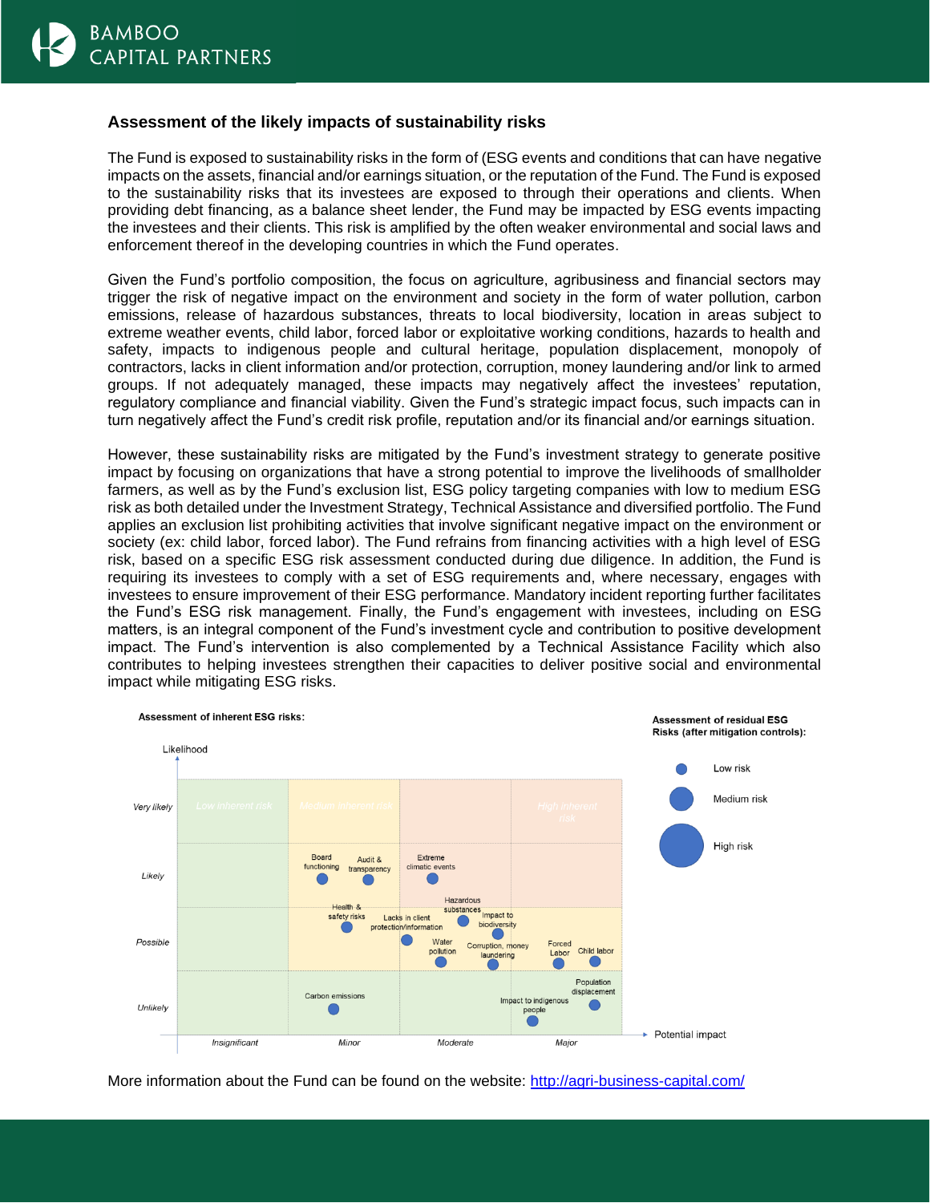### Assessment of the likely impacts of sustainability risks

The Fund is exposed to sustainability risks in the form of (ESG events and conditions that can have negative impacts on the assets, financial and/or earnings situation, or the reputation of the Fund. The Fund is exposed to the sustainability risks that its investees are exposed to through their operations and clients. When providing debt financing, as a balance sheet lender, the Fund may be impacted by ESG events impacting the investees and their clients. This risk is amplified by the often weaker environmental and social laws and enforcement thereof in the developing countries in which the Fund operates.

Given the Fund's portfolio composition, the focus on agriculture, agribusiness and financial sectors may trigger the risk of negative impact on the environment and society in the form of water pollution, carbon emissions, release of hazardous substances, threats to local biodiversity, location in areas subject to extreme weather events, child labor, forced labor or exploitative working conditions, hazards to health and safety, impacts to indigenous people and cultural heritage, population displacement, monopoly of contractors, lacks in client information and/or protection, corruption, money laundering and/or link to armed groups. If not adequately managed, these impacts may negatively affect the investees' reputation, regulatory compliance and financial viability. Given the Fund's strategic impact focus, such impacts can in turn negatively affect the Fund's credit risk profile, reputation and/or its financial and/or earnings situation.

However, these sustainability risks are mitigated by the Fund's investment strategy to generate positive impact by focusing on organizations that have a strong potential to improve the livelihoods of smallholder farmers, as well as by the Fund's exclusion list, ESG policy targeting companies with low to medium ESG risk as both detailed under the Investment Strategy, Technical Assistance and diversified portfolio. The Fund applies an exclusion list prohibiting activities that involve significant negative impact on the environment or society (ex: child labor, forced labor). The Fund refrains from financing activities with a high level of ESG risk, based on a specific ESG risk assessment conducted during due diligence. In addition, the Fund is requiring its investees to comply with a set of ESG requirements and, where necessary, engages with investees to ensure improvement of their ESG performance. Mandatory incident reporting further facilitates the Fund's ESG risk management. Finally, the Fund's engagement with investees, including on ESG matters, is an integral component of the Fund's investment cycle and contribution to positive development impact. The Fund's intervention is also complemented by a Technical Assistance Facility which also contributes to helping investees strengthen their capacities to deliver positive social and environmental impact while mitigating ESG risks.

**Assessment of inherent ESG risks:**

Likelihood: Very likely, Likely, Possible, Unlikely

Potential impact: Insignificant, Minor, Moderate, Major

Low inherent risk
Medium inherent risk
High inherent risk

Board functioning
Audit & transparency
Extreme climatic events
Health & safety risks
Lacks in client protection/information
Hazardous substances
Impact to biodiversity
Water pollution
Corruption, money laundering
Forced Labor
Child labor
Carbon emissions
Impact to indigenous people
Population displacement

**Assessment of residual ESG Risks (after mitigation controls):**

Low risk
Medium risk
High risk

More information about the Fund can be found on the website: [http://agri-business-capital.com/](http://agri-business-capital.com/)